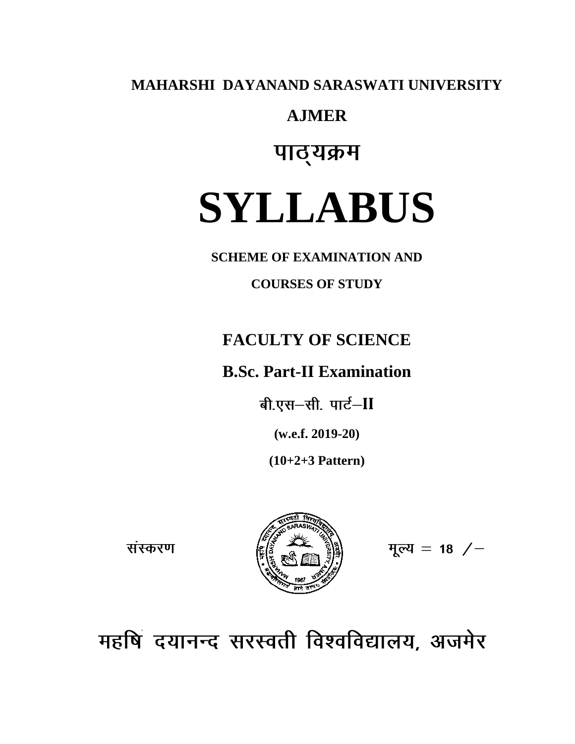**MAHARSHI DAYANAND SARASWATI UNIVERSITY**

**AJMER**

# पाठ्यक्रम

# SYLLABUS

**SCHEME OF EXAMINATION AND**

**COURSES OF STUDY**

## FACULTY OF SCIENCE

## B.Sc. Part-II Examination

बी.एस–सी. पार्ट–II

**(w.e.f. 2019-20)**

**(10+2+3 Pattern)**

संस्करण

मूल्य = 18 /–

## महर्षि दयानन्द सरस्वती विश्वविद्यालय, अजमेर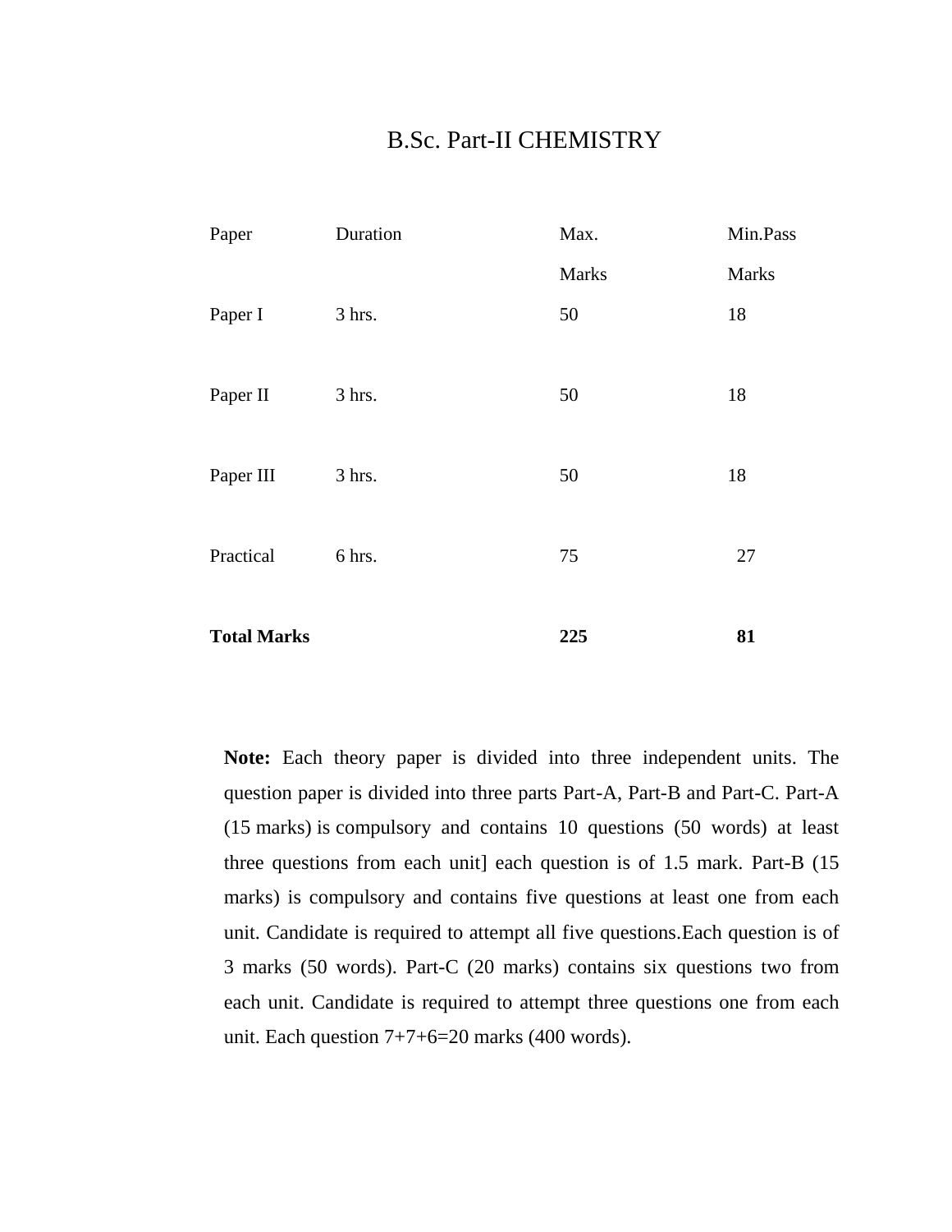# B.Sc. Part-II CHEMISTRY

| Paper | Duration | Max. Marks | Min.Pass Marks |
|---|---|---|---|
| Paper I | 3 hrs. | 50 | 18 |
| Paper II | 3 hrs. | 50 | 18 |
| Paper III | 3 hrs. | 50 | 18 |
| Practical | 6 hrs. | 75 | 27 |
| **Total Marks** | | **225** | **81** |

**Note:** Each theory paper is divided into three independent units. The question paper is divided into three parts Part-A, Part-B and Part-C. Part-A (15 marks) is compulsory and contains 10 questions (50 words) at least three questions from each unit] each question is of 1.5 mark. Part-B (15 marks) is compulsory and contains five questions at least one from each unit. Candidate is required to attempt all five questions.Each question is of 3 marks (50 words). Part-C (20 marks) contains six questions two from each unit. Candidate is required to attempt three questions one from each unit. Each question 7+7+6=20 marks (400 words).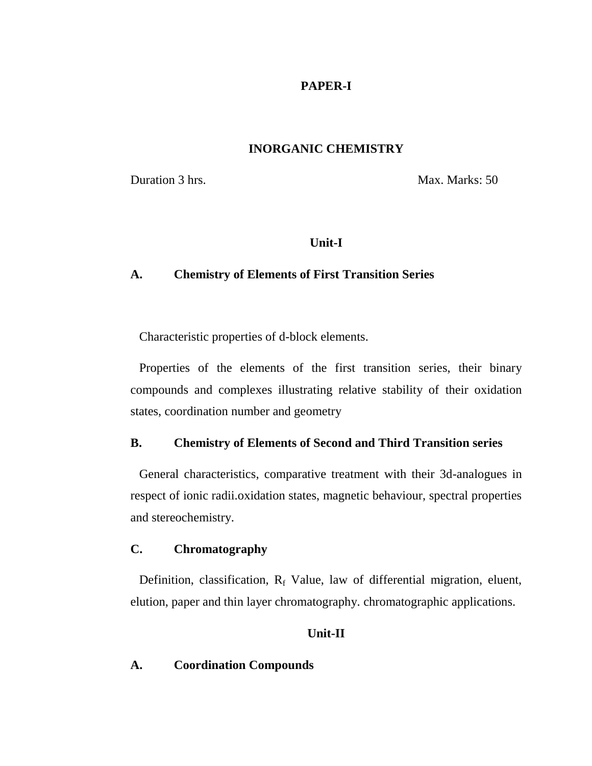# PAPER-I

## INORGANIC CHEMISTRY

Duration 3 hrs. Max. Marks: 50

### Unit-I

**A. Chemistry of Elements of First Transition Series**

Characteristic properties of d-block elements.

Properties of the elements of the first transition series, their binary compounds and complexes illustrating relative stability of their oxidation states, coordination number and geometry

**B. Chemistry of Elements of Second and Third Transition series**

General characteristics, comparative treatment with their 3d-analogues in respect of ionic radii.oxidation states, magnetic behaviour, spectral properties and stereochemistry.

**C. Chromatography**

Definition, classification, $R_f$ Value, law of differential migration, eluent, elution, paper and thin layer chromatography. chromatographic applications.

### Unit-II

**A. Coordination Compounds**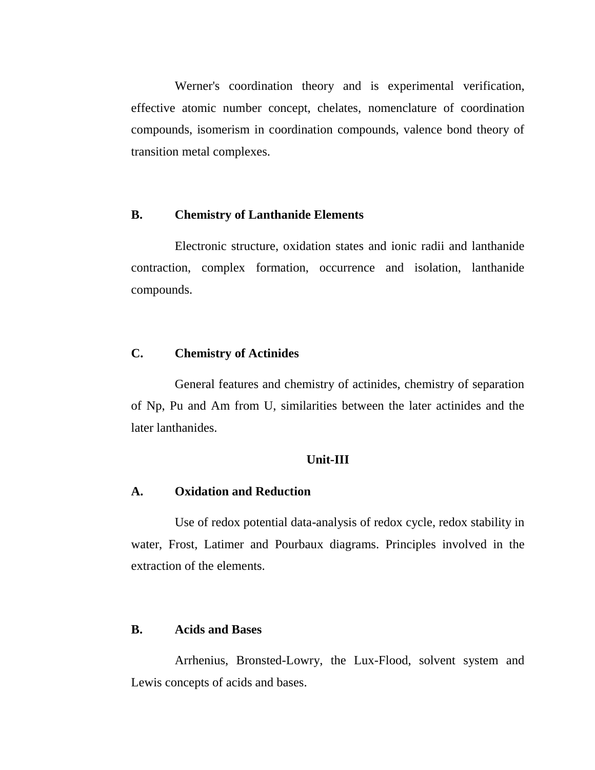Werner's coordination theory and is experimental verification, effective atomic number concept, chelates, nomenclature of coordination compounds, isomerism in coordination compounds, valence bond theory of transition metal complexes.

**B. Chemistry of Lanthanide Elements**

Electronic structure, oxidation states and ionic radii and lanthanide contraction, complex formation, occurrence and isolation, lanthanide compounds.

**C. Chemistry of Actinides**

General features and chemistry of actinides, chemistry of separation of Np, Pu and Am from U, similarities between the later actinides and the later lanthanides.

## Unit-III

**A. Oxidation and Reduction**

Use of redox potential data-analysis of redox cycle, redox stability in water, Frost, Latimer and Pourbaux diagrams. Principles involved in the extraction of the elements.

**B. Acids and Bases**

Arrhenius, Bronsted-Lowry, the Lux-Flood, solvent system and Lewis concepts of acids and bases.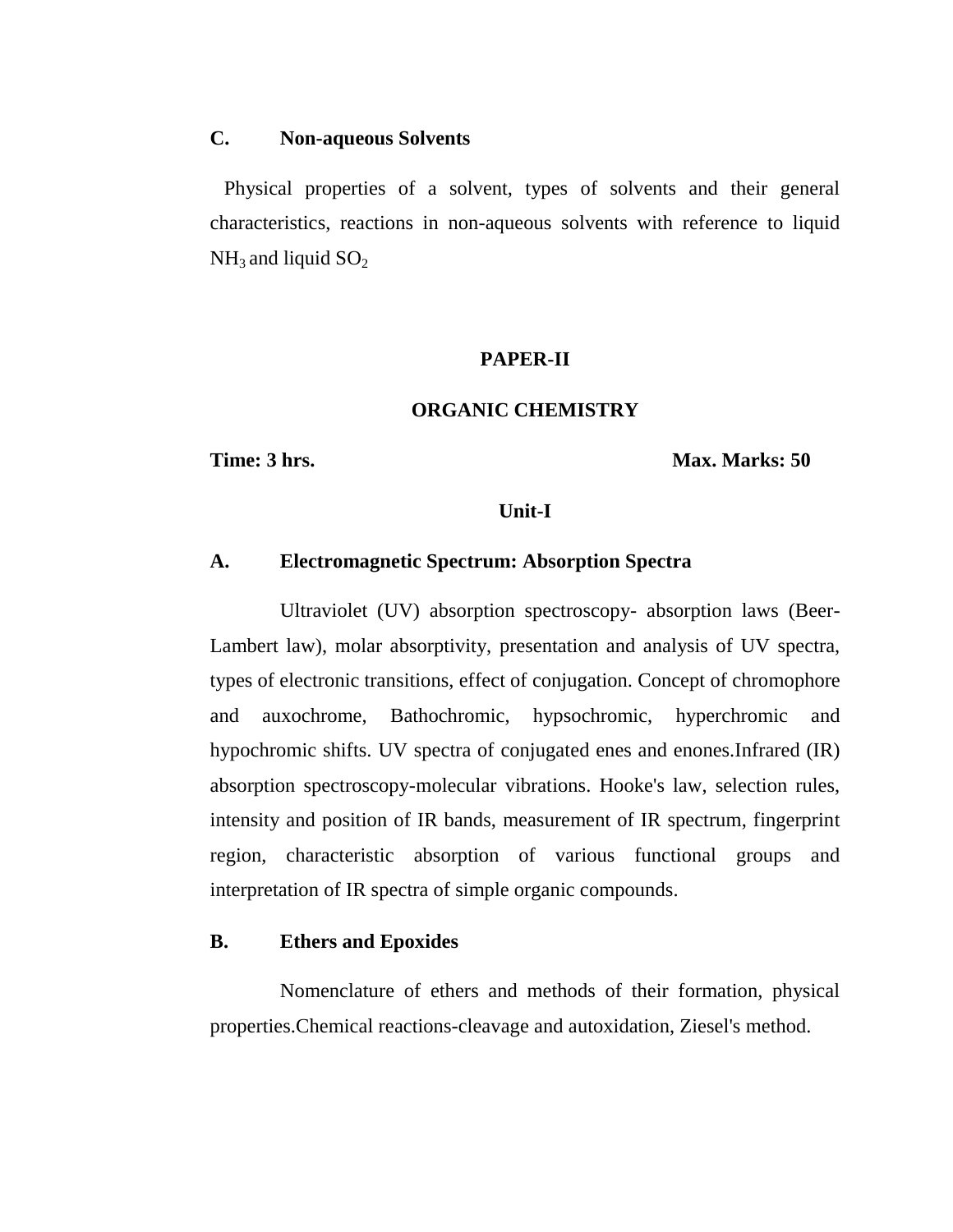**C. Non-aqueous Solvents**

Physical properties of a solvent, types of solvents and their general characteristics, reactions in non-aqueous solvents with reference to liquid $NH_3$ and liquid $SO_2$

## PAPER-II

## ORGANIC CHEMISTRY

**Time: 3 hrs.** **Max. Marks: 50**

### Unit-I

**A. Electromagnetic Spectrum: Absorption Spectra**

Ultraviolet (UV) absorption spectroscopy- absorption laws (Beer-Lambert law), molar absorptivity, presentation and analysis of UV spectra, types of electronic transitions, effect of conjugation. Concept of chromophore and auxochrome, Bathochromic, hypsochromic, hyperchromic and hypochromic shifts. UV spectra of conjugated enes and enones.Infrared (IR) absorption spectroscopy-molecular vibrations. Hooke's law, selection rules, intensity and position of IR bands, measurement of IR spectrum, fingerprint region, characteristic absorption of various functional groups and interpretation of IR spectra of simple organic compounds.

**B. Ethers and Epoxides**

Nomenclature of ethers and methods of their formation, physical properties.Chemical reactions-cleavage and autoxidation, Ziesel's method.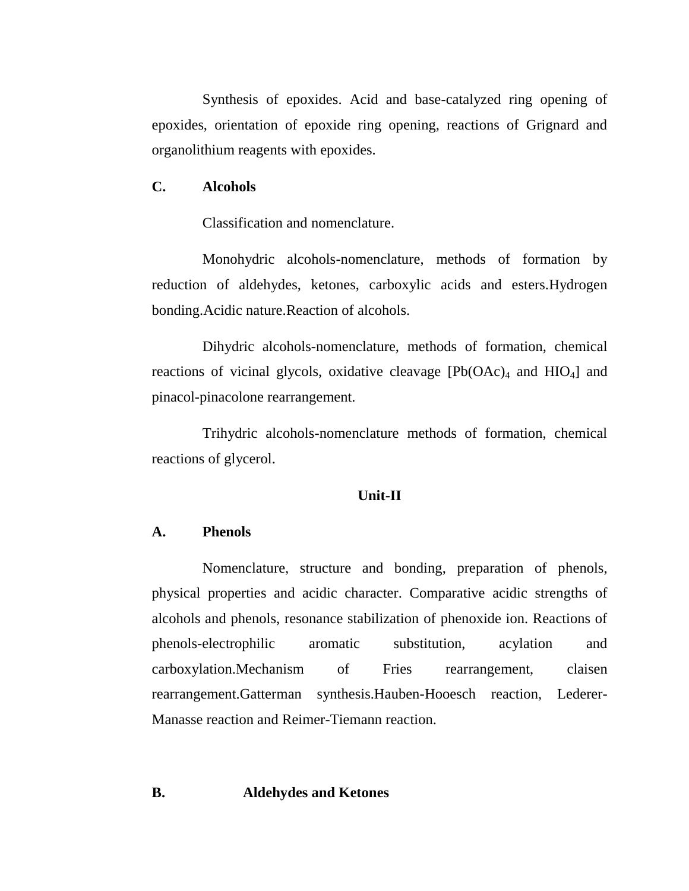Synthesis of epoxides. Acid and base-catalyzed ring opening of epoxides, orientation of epoxide ring opening, reactions of Grignard and organolithium reagents with epoxides.

**C. Alcohols**

Classification and nomenclature.

Monohydric alcohols-nomenclature, methods of formation by reduction of aldehydes, ketones, carboxylic acids and esters.Hydrogen bonding.Acidic nature.Reaction of alcohols.

Dihydric alcohols-nomenclature, methods of formation, chemical reactions of vicinal glycols, oxidative cleavage [$Pb(OAc)_4$ and $HIO_4$] and pinacol-pinacolone rearrangement.

Trihydric alcohols-nomenclature methods of formation, chemical reactions of glycerol.

## Unit-II

**A. Phenols**

Nomenclature, structure and bonding, preparation of phenols, physical properties and acidic character. Comparative acidic strengths of alcohols and phenols, resonance stabilization of phenoxide ion. Reactions of phenols-electrophilic aromatic substitution, acylation and carboxylation.Mechanism of Fries rearrangement, claisen rearrangement.Gatterman synthesis.Hauben-Hooesch reaction, Lederer-Manasse reaction and Reimer-Tiemann reaction.

**B. Aldehydes and Ketones**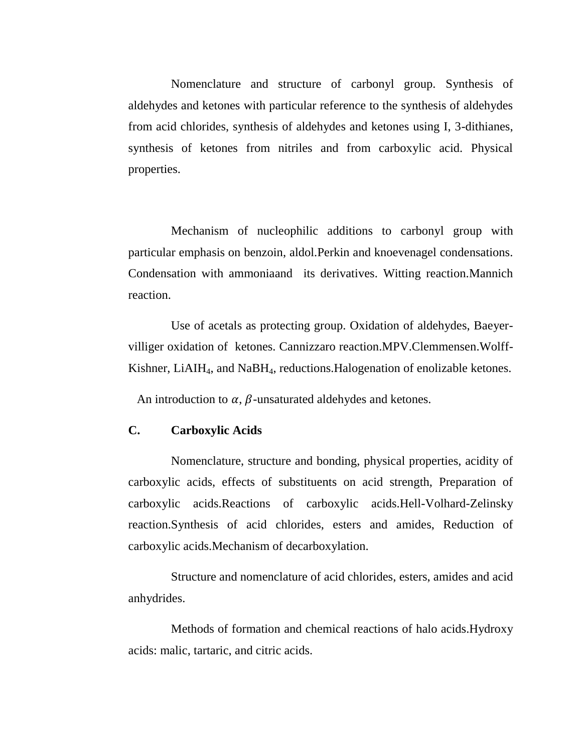Nomenclature and structure of carbonyl group. Synthesis of aldehydes and ketones with particular reference to the synthesis of aldehydes from acid chlorides, synthesis of aldehydes and ketones using I, 3-dithianes, synthesis of ketones from nitriles and from carboxylic acid. Physical properties.

Mechanism of nucleophilic additions to carbonyl group with particular emphasis on benzoin, aldol.Perkin and knoevenagel condensations. Condensation with ammoniaand its derivatives. Witting reaction.Mannich reaction.

Use of acetals as protecting group. Oxidation of aldehydes, Baeyer-villiger oxidation of ketones. Cannizzaro reaction.MPV.Clemmensen.Wolff-Kishner, $LiAIH_4$, and $NaBH_4$, reductions.Halogenation of enolizable ketones.

An introduction to $\alpha, \beta$-unsaturated aldehydes and ketones.

**C. Carboxylic Acids**

Nomenclature, structure and bonding, physical properties, acidity of carboxylic acids, effects of substituents on acid strength, Preparation of carboxylic acids.Reactions of carboxylic acids.Hell-Volhard-Zelinsky reaction.Synthesis of acid chlorides, esters and amides, Reduction of carboxylic acids.Mechanism of decarboxylation.

Structure and nomenclature of acid chlorides, esters, amides and acid anhydrides.

Methods of formation and chemical reactions of halo acids.Hydroxy acids: malic, tartaric, and citric acids.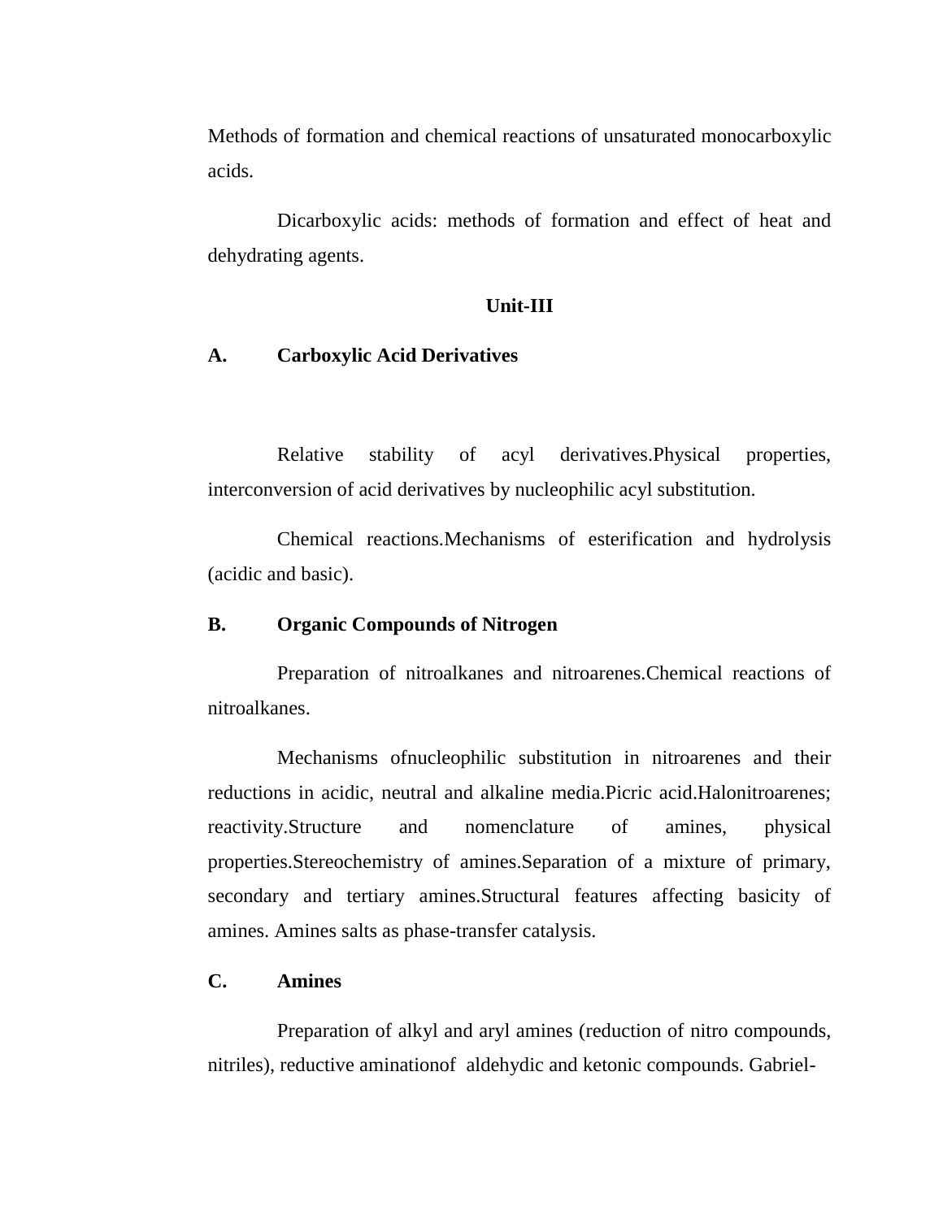Methods of formation and chemical reactions of unsaturated monocarboxylic acids.

Dicarboxylic acids: methods of formation and effect of heat and dehydrating agents.

## Unit-III

### A. Carboxylic Acid Derivatives

Relative stability of acyl derivatives.Physical properties, interconversion of acid derivatives by nucleophilic acyl substitution.

Chemical reactions.Mechanisms of esterification and hydrolysis (acidic and basic).

### B. Organic Compounds of Nitrogen

Preparation of nitroalkanes and nitroarenes.Chemical reactions of nitroalkanes.

Mechanisms ofnucleophilic substitution in nitroarenes and their reductions in acidic, neutral and alkaline media.Picric acid.Halonitroarenes; reactivity.Structure and nomenclature of amines, physical properties.Stereochemistry of amines.Separation of a mixture of primary, secondary and tertiary amines.Structural features affecting basicity of amines. Amines salts as phase-transfer catalysis.

### C. Amines

Preparation of alkyl and aryl amines (reduction of nitro compounds, nitriles), reductive aminationof aldehydic and ketonic compounds. Gabriel-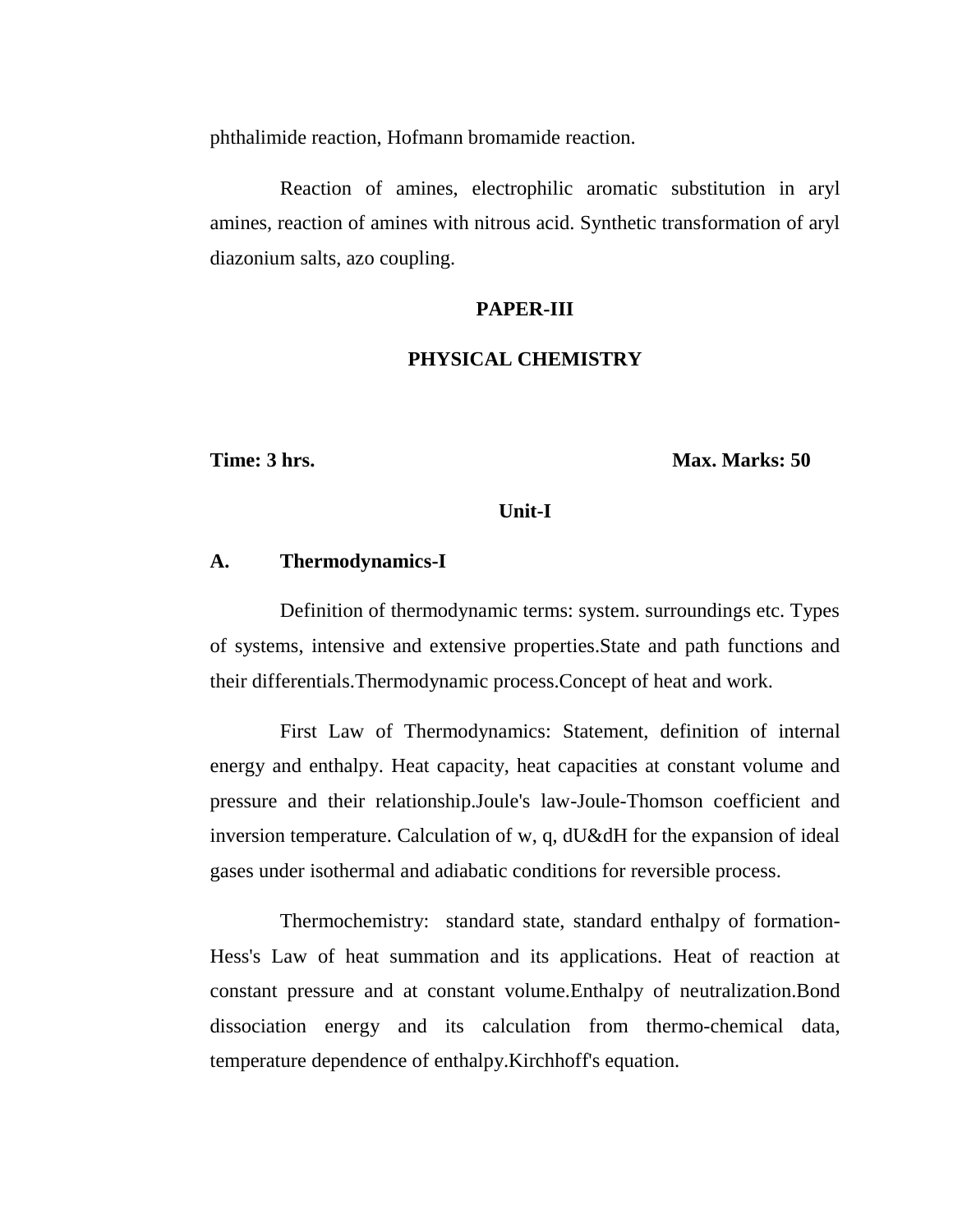phthalimide reaction, Hofmann bromamide reaction.

Reaction of amines, electrophilic aromatic substitution in aryl amines, reaction of amines with nitrous acid. Synthetic transformation of aryl diazonium salts, azo coupling.

## PAPER-III

## PHYSICAL CHEMISTRY

**Time: 3 hrs.** **Max. Marks: 50**

### Unit-I

### A. Thermodynamics-I

Definition of thermodynamic terms: system. surroundings etc. Types of systems, intensive and extensive properties.State and path functions and their differentials.Thermodynamic process.Concept of heat and work.

First Law of Thermodynamics: Statement, definition of internal energy and enthalpy. Heat capacity, heat capacities at constant volume and pressure and their relationship.Joule's law-Joule-Thomson coefficient and inversion temperature. Calculation of w, q, dU&dH for the expansion of ideal gases under isothermal and adiabatic conditions for reversible process.

Thermochemistry: standard state, standard enthalpy of formation-Hess's Law of heat summation and its applications. Heat of reaction at constant pressure and at constant volume.Enthalpy of neutralization.Bond dissociation energy and its calculation from thermo-chemical data, temperature dependence of enthalpy.Kirchhoff's equation.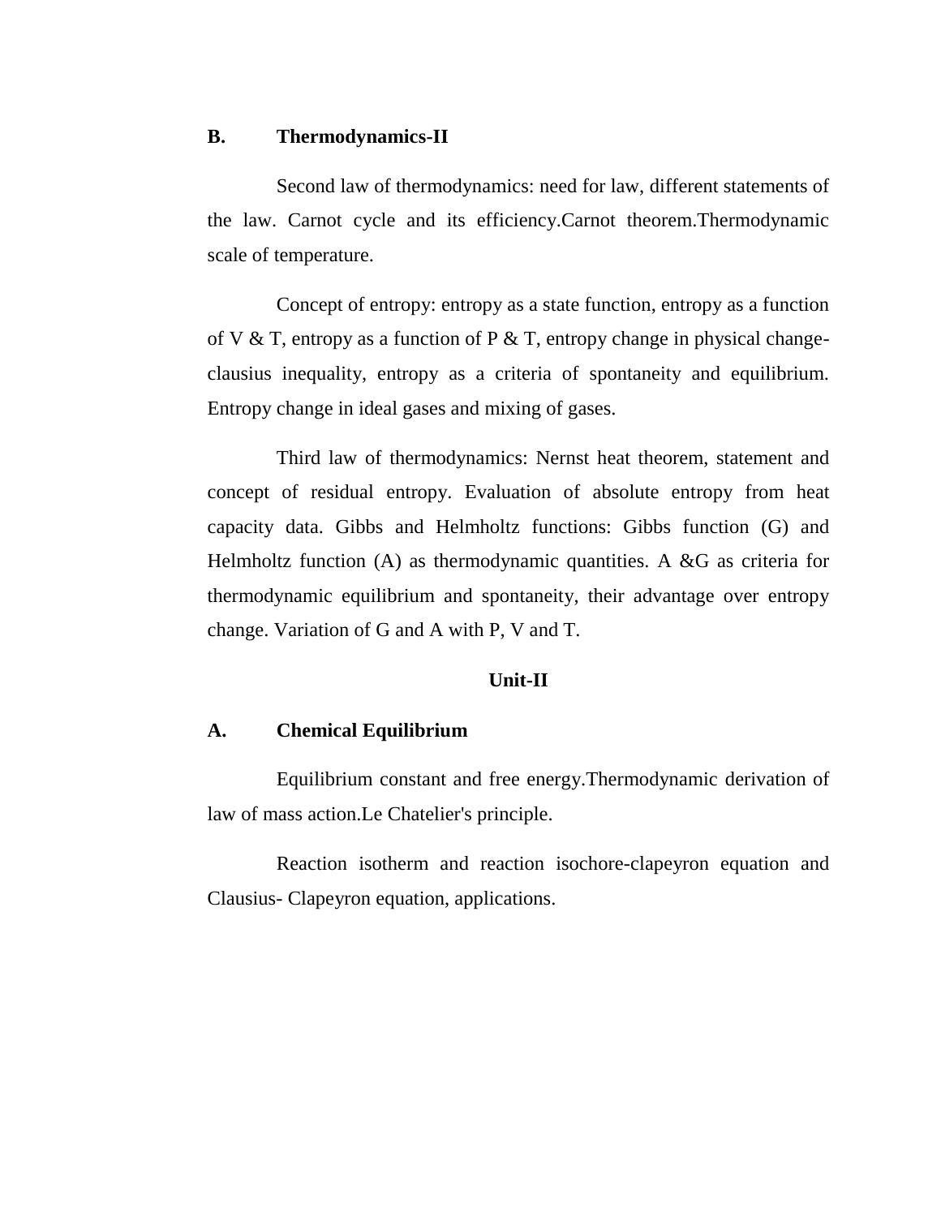### B. Thermodynamics-II

Second law of thermodynamics: need for law, different statements of the law. Carnot cycle and its efficiency.Carnot theorem.Thermodynamic scale of temperature.

Concept of entropy: entropy as a state function, entropy as a function of V & T, entropy as a function of P & T, entropy change in physical change-clausius inequality, entropy as a criteria of spontaneity and equilibrium. Entropy change in ideal gases and mixing of gases.

Third law of thermodynamics: Nernst heat theorem, statement and concept of residual entropy. Evaluation of absolute entropy from heat capacity data. Gibbs and Helmholtz functions: Gibbs function (G) and Helmholtz function (A) as thermodynamic quantities. A &G as criteria for thermodynamic equilibrium and spontaneity, their advantage over entropy change. Variation of G and A with P, V and T.

## Unit-II

### A. Chemical Equilibrium

Equilibrium constant and free energy.Thermodynamic derivation of law of mass action.Le Chatelier's principle.

Reaction isotherm and reaction isochore-clapeyron equation and Clausius- Clapeyron equation, applications.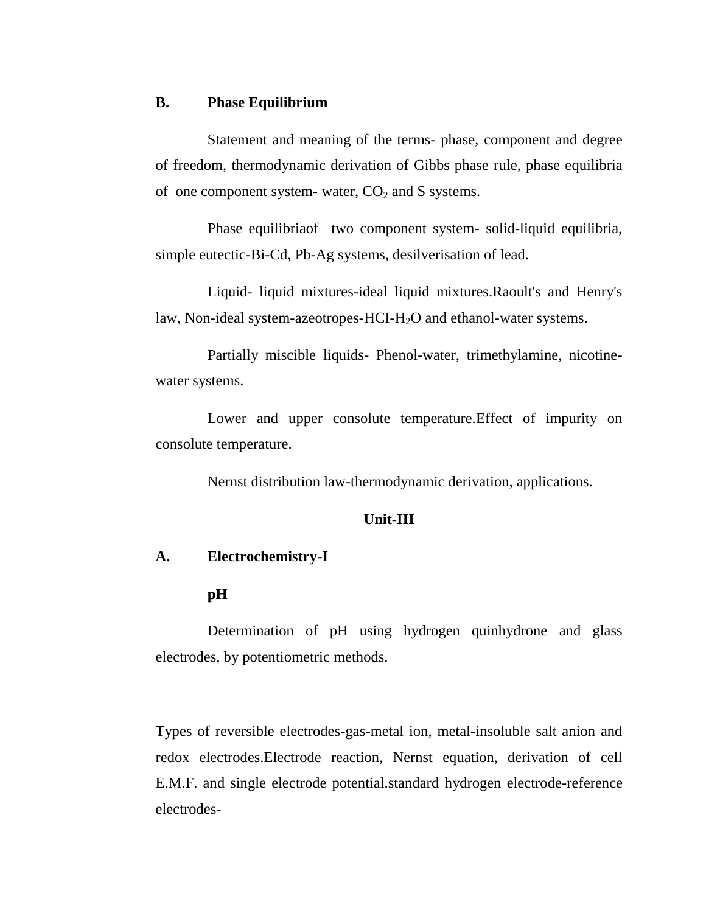**B. Phase Equilibrium**

Statement and meaning of the terms- phase, component and degree of freedom, thermodynamic derivation of Gibbs phase rule, phase equilibria of one component system- water, $CO_2$ and S systems.

Phase equilibriaof two component system- solid-liquid equilibria, simple eutectic-Bi-Cd, Pb-Ag systems, desilverisation of lead.

Liquid- liquid mixtures-ideal liquid mixtures.Raoult's and Henry's law, Non-ideal system-azeotropes-HCI-$H_2O$ and ethanol-water systems.

Partially miscible liquids- Phenol-water, trimethylamine, nicotine-water systems.

Lower and upper consolute temperature.Effect of impurity on consolute temperature.

Nernst distribution law-thermodynamic derivation, applications.

## Unit-III

**A. Electrochemistry-I**

**pH**

Determination of pH using hydrogen quinhydrone and glass electrodes, by potentiometric methods.

Types of reversible electrodes-gas-metal ion, metal-insoluble salt anion and redox electrodes.Electrode reaction, Nernst equation, derivation of cell E.M.F. and single electrode potential.standard hydrogen electrode-reference electrodes-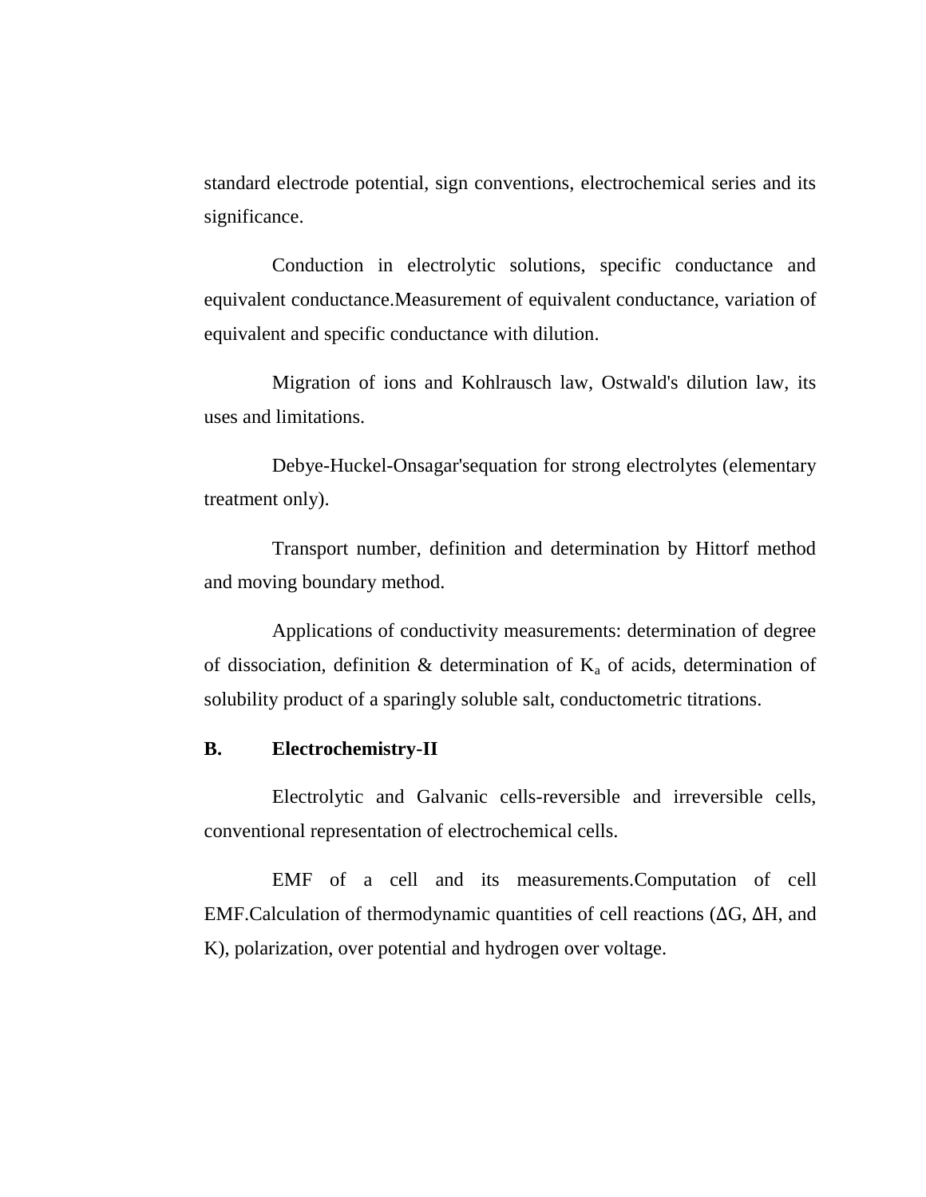standard electrode potential, sign conventions, electrochemical series and its significance.

Conduction in electrolytic solutions, specific conductance and equivalent conductance.Measurement of equivalent conductance, variation of equivalent and specific conductance with dilution.

Migration of ions and Kohlrausch law, Ostwald's dilution law, its uses and limitations.

Debye-Huckel-Onsagar'sequation for strong electrolytes (elementary treatment only).

Transport number, definition and determination by Hittorf method and moving boundary method.

Applications of conductivity measurements: determination of degree of dissociation, definition & determination of $K_a$ of acids, determination of solubility product of a sparingly soluble salt, conductometric titrations.

**B. Electrochemistry-II**

Electrolytic and Galvanic cells-reversible and irreversible cells, conventional representation of electrochemical cells.

EMF of a cell and its measurements.Computation of cell EMF.Calculation of thermodynamic quantities of cell reactions ($\Delta G$, $\Delta H$, and K), polarization, over potential and hydrogen over voltage.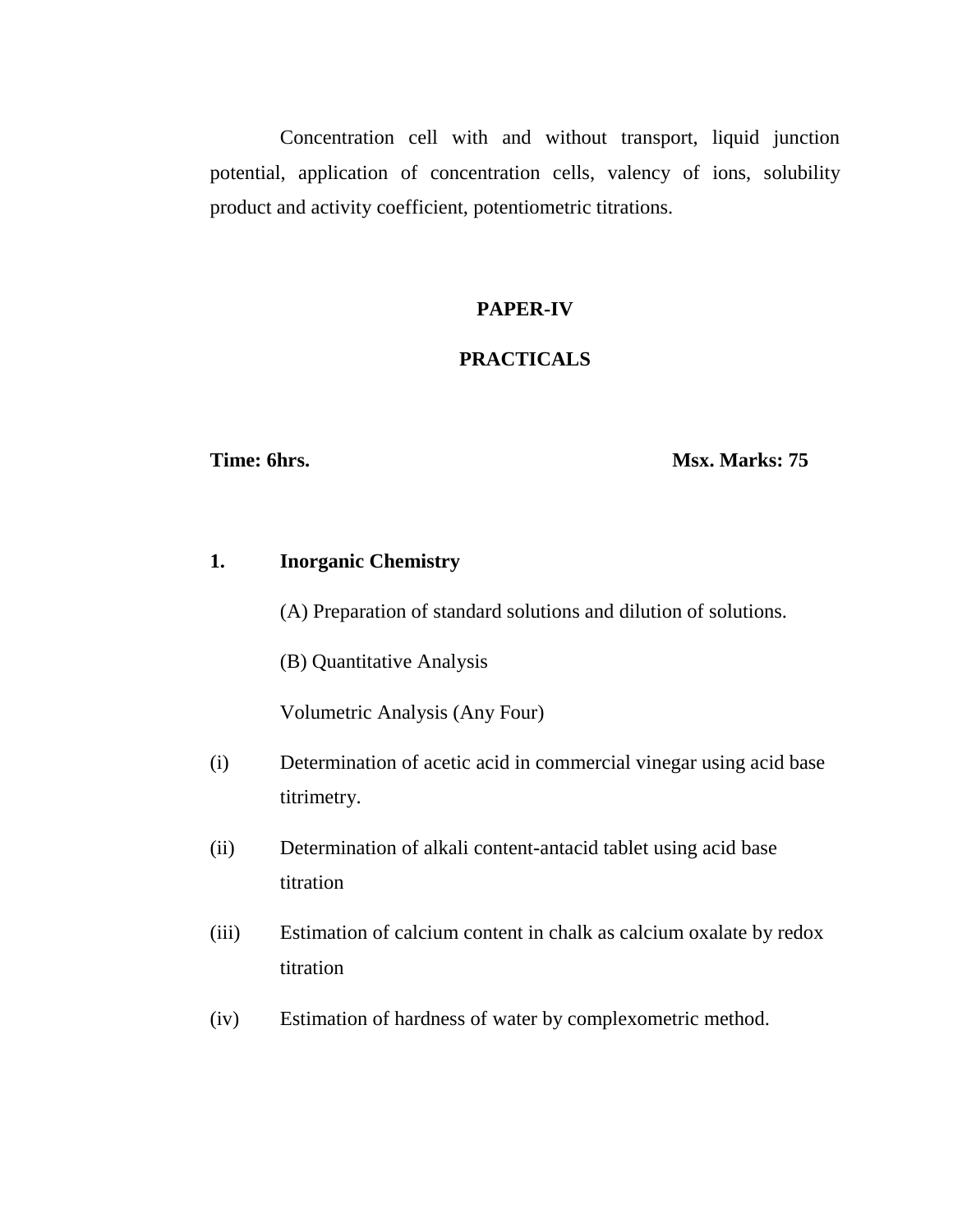Concentration cell with and without transport, liquid junction potential, application of concentration cells, valency of ions, solubility product and activity coefficient, potentiometric titrations.

## PAPER-IV

## PRACTICALS

**Time: 6hrs.** **Msx. Marks: 75**

**1. Inorganic Chemistry**

(A) Preparation of standard solutions and dilution of solutions.

(B) Quantitative Analysis

Volumetric Analysis (Any Four)

(i) Determination of acetic acid in commercial vinegar using acid base titrimetry.

(ii) Determination of alkali content-antacid tablet using acid base titration

(iii) Estimation of calcium content in chalk as calcium oxalate by redox titration

(iv) Estimation of hardness of water by complexometric method.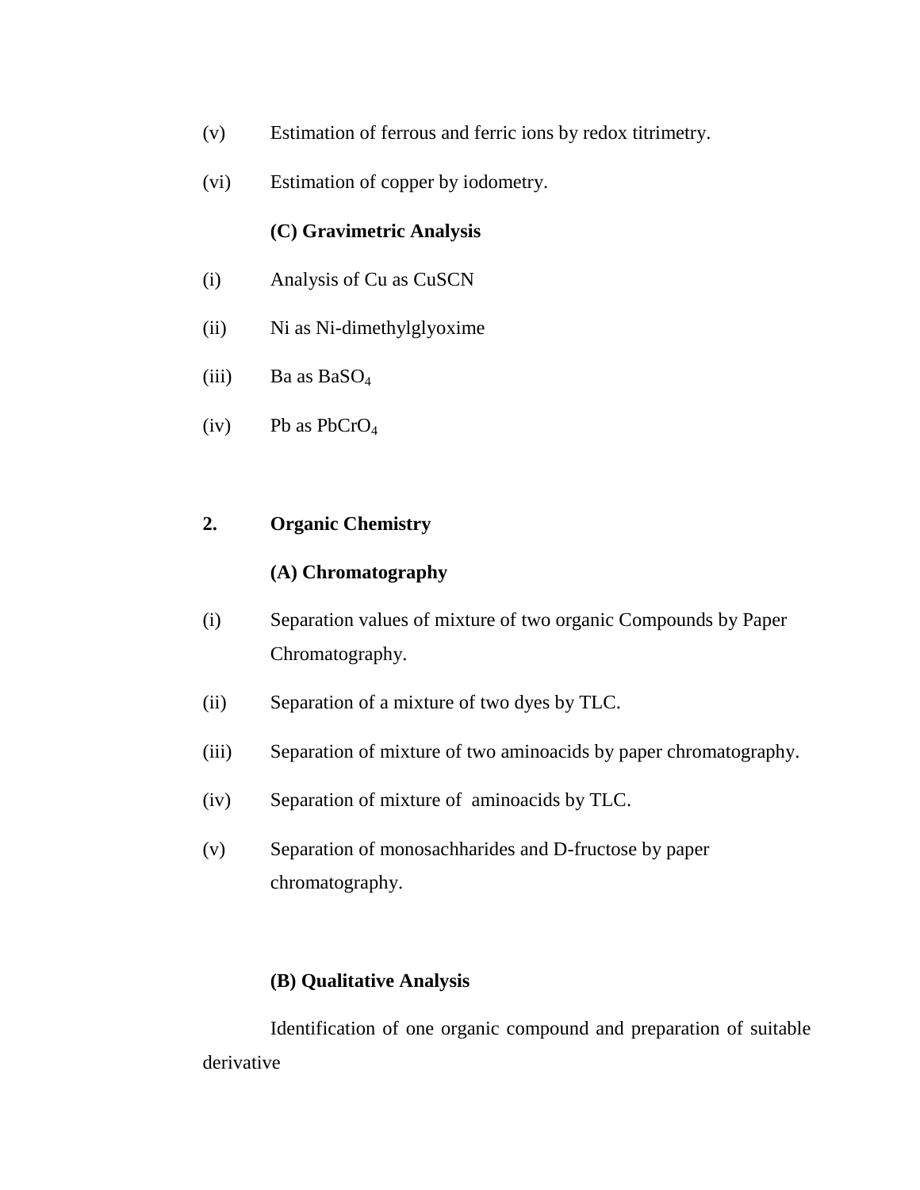(v) Estimation of ferrous and ferric ions by redox titrimetry.

(vi) Estimation of copper by iodometry.

**(C) Gravimetric Analysis**

(i) Analysis of Cu as CuSCN

(ii) Ni as Ni-dimethylglyoxime

(iii) Ba as $BaSO_4$

(iv) Pb as $PbCrO_4$

**2. Organic Chemistry**

**(A) Chromatography**

(i) Separation values of mixture of two organic Compounds by Paper Chromatography.

(ii) Separation of a mixture of two dyes by TLC.

(iii) Separation of mixture of two aminoacids by paper chromatography.

(iv) Separation of mixture of aminoacids by TLC.

(v) Separation of monosachharides and D-fructose by paper chromatography.

**(B) Qualitative Analysis**

Identification of one organic compound and preparation of suitable derivative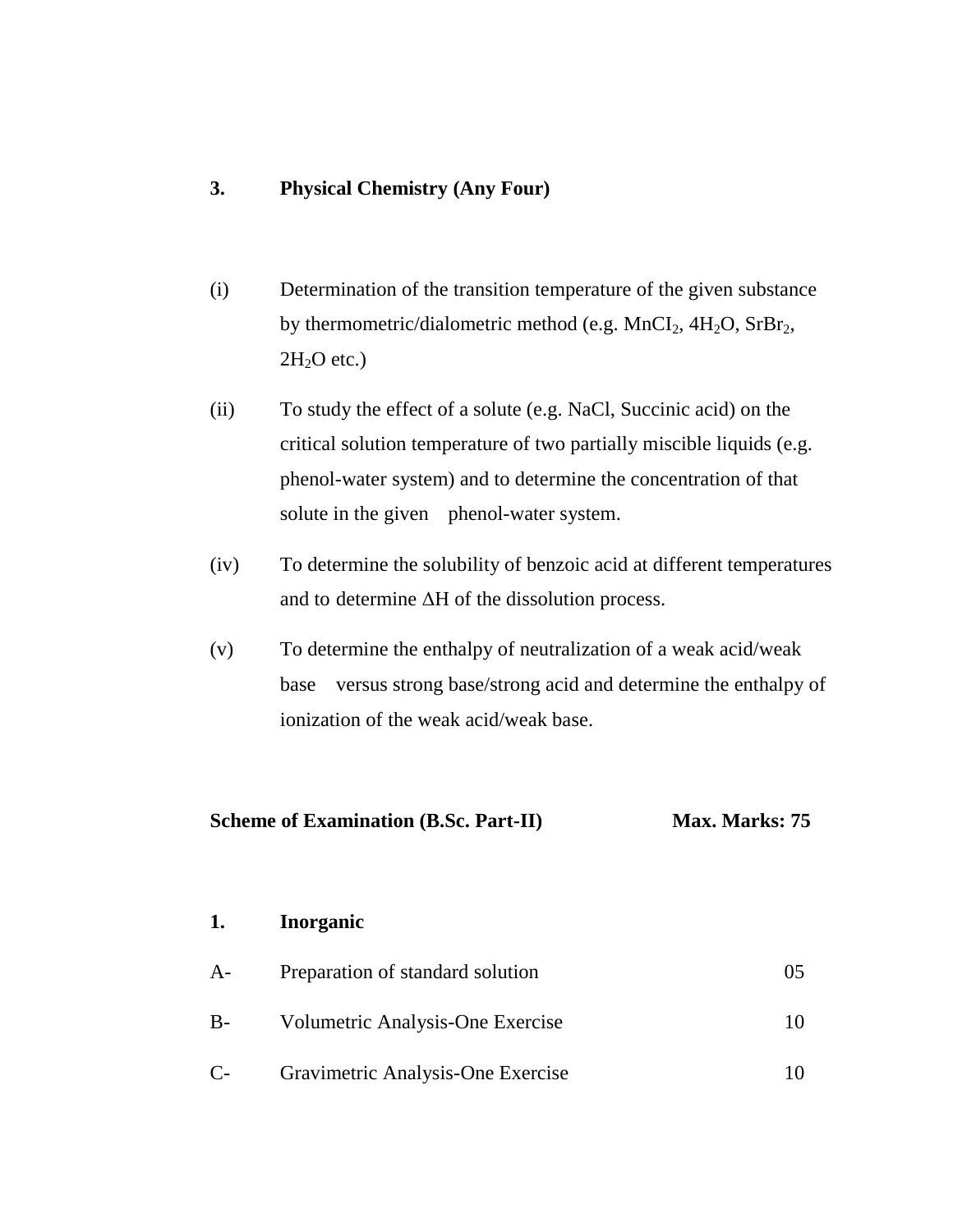**3. Physical Chemistry (Any Four)**

(i) Determination of the transition temperature of the given substance by thermometric/dialometric method (e.g. $MnCI_2$, $4H_2O$, $SrBr_2$, $2H_2O$ etc.)

(ii) To study the effect of a solute (e.g. NaCl, Succinic acid) on the critical solution temperature of two partially miscible liquids (e.g. phenol-water system) and to determine the concentration of that solute in the given phenol-water system.

(iv) To determine the solubility of benzoic acid at different temperatures and to determine $\Delta H$ of the dissolution process.

(v) To determine the enthalpy of neutralization of a weak acid/weak base versus strong base/strong acid and determine the enthalpy of ionization of the weak acid/weak base.

**Scheme of Examination (B.Sc. Part-II) Max. Marks: 75**

**1. Inorganic**

| | | |
|---|---|---|
| A- | Preparation of standard solution | 05 |
| B- | Volumetric Analysis-One Exercise | 10 |
| C- | Gravimetric Analysis-One Exercise | 10 |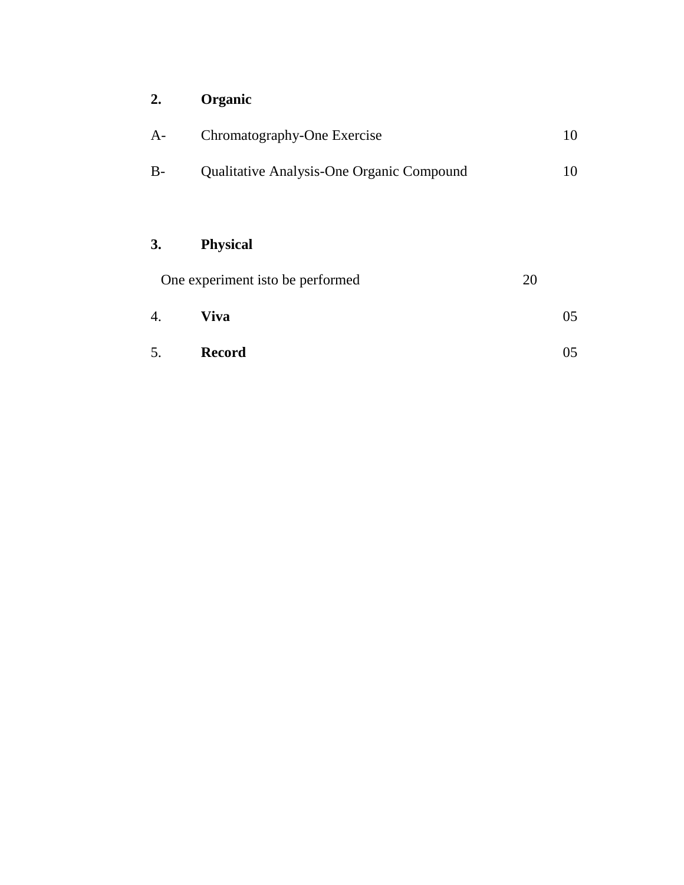| | | |
|---|---|---|
| **2.** | **Organic** | |
| A- | Chromatography-One Exercise | 10 |
| B- | Qualitative Analysis-One Organic Compound | 10 |
| **3.** | **Physical** | |
| | One experiment isto be performed | 20 |
| 4. | **Viva** | 05 |
| 5. | **Record** | 05 |